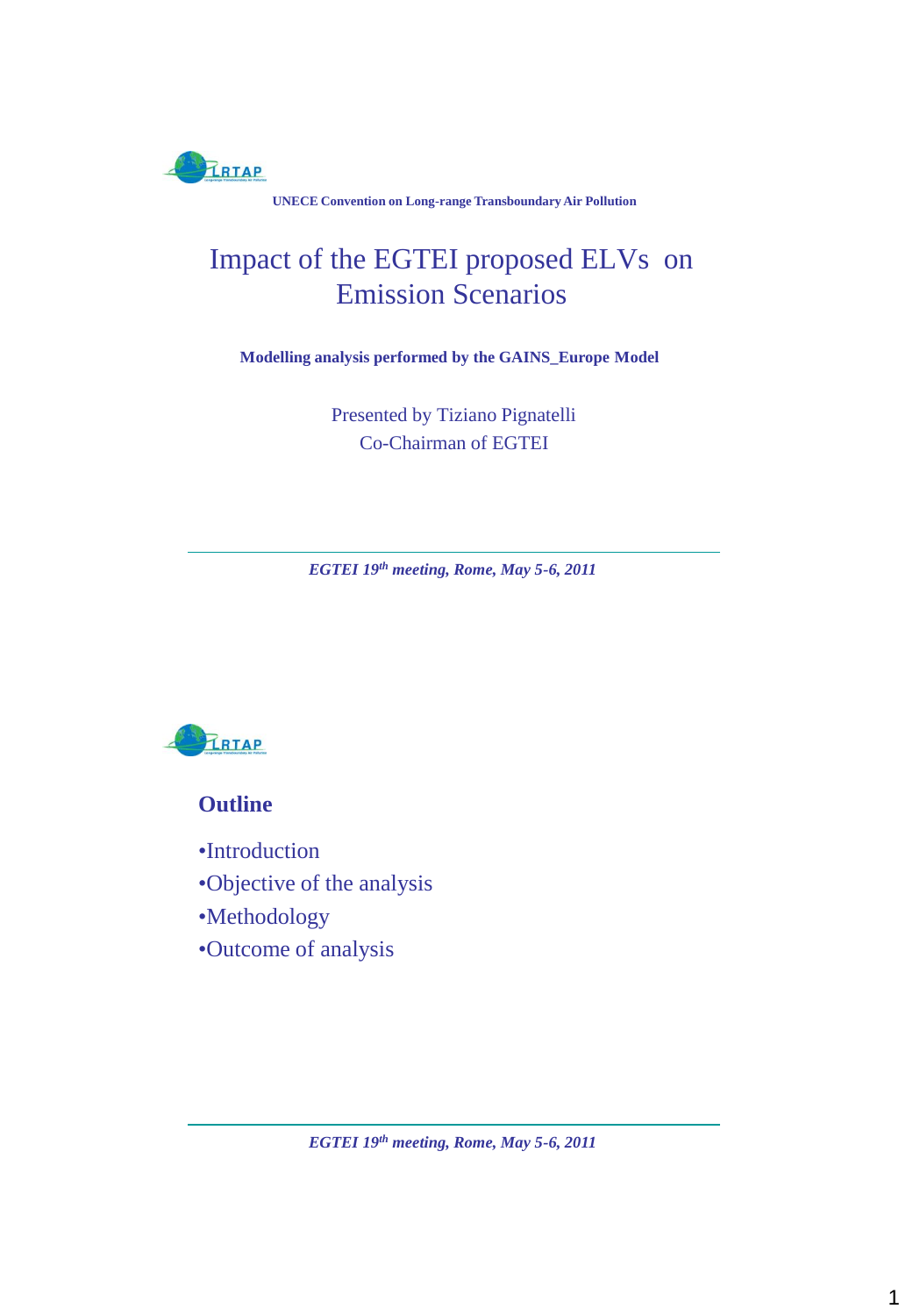UNECE Convention on Long-range Transboundary Air Pollution

# Impact of the EGTEI proposed ELVs on Emission Scenarios

**Modelling analysis performed by the GAINS_Europe Model**

Presented by Tiziano Pignatelli
Co-Chairman of EGTEI

*EGTEI 19th meeting, Rome, May 5-6, 2011*

## Outline

- Introduction
- Objective of the analysis
- Methodology
- Outcome of analysis

*EGTEI 19th meeting, Rome, May 5-6, 2011*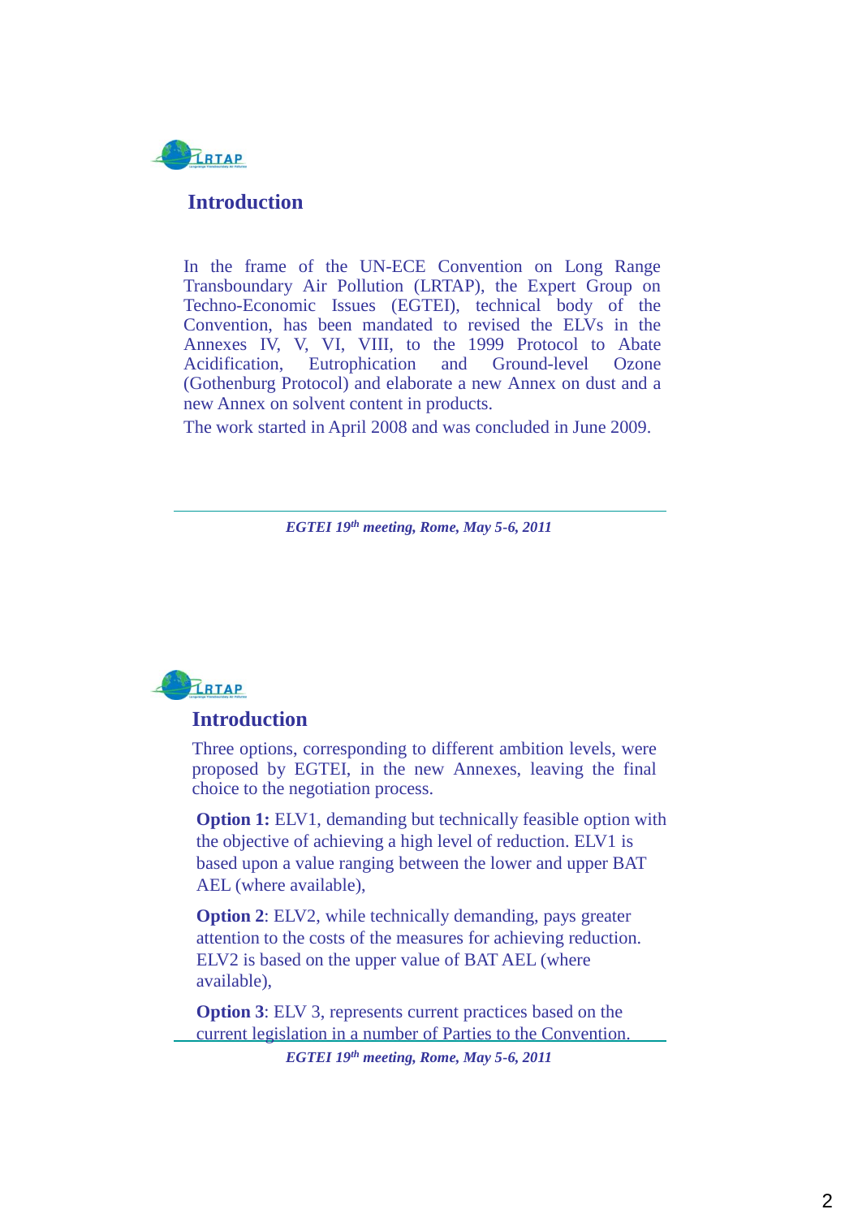## Introduction

In the frame of the UN-ECE Convention on Long Range Transboundary Air Pollution (LRTAP), the Expert Group on Techno-Economic Issues (EGTEI), technical body of the Convention, has been mandated to revised the ELVs in the Annexes IV, V, VI, VIII, to the 1999 Protocol to Abate Acidification, Eutrophication and Ground-level Ozone (Gothenburg Protocol) and elaborate a new Annex on dust and a new Annex on solvent content in products.

The work started in April 2008 and was concluded in June 2009.

## Introduction

Three options, corresponding to different ambition levels, were proposed by EGTEI, in the new Annexes, leaving the final choice to the negotiation process.

**Option 1:** ELV1, demanding but technically feasible option with the objective of achieving a high level of reduction. ELV1 is based upon a value ranging between the lower and upper BAT AEL (where available),

**Option 2**: ELV2, while technically demanding, pays greater attention to the costs of the measures for achieving reduction. ELV2 is based on the upper value of BAT AEL (where available),

**Option 3**: ELV 3, represents current practices based on the current legislation in a number of Parties to the Convention.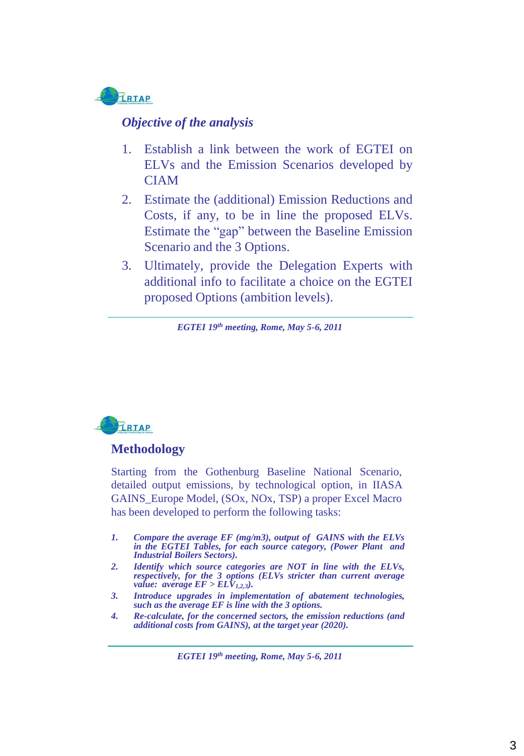## *Objective of the analysis*

1. Establish a link between the work of EGTEI on ELVs and the Emission Scenarios developed by CIAM
2. Estimate the (additional) Emission Reductions and Costs, if any, to be in line the proposed ELVs. Estimate the "gap" between the Baseline Emission Scenario and the 3 Options.
3. Ultimately, provide the Delegation Experts with additional info to facilitate a choice on the EGTEI proposed Options (ambition levels).

*EGTEI 19th meeting, Rome, May 5-6, 2011*

## Methodology

Starting from the Gothenburg Baseline National Scenario, detailed output emissions, by technological option, in IIASA GAINS_Europe Model, (SOx, NOx, TSP) a proper Excel Macro has been developed to perform the following tasks:

1. ***Compare the average EF (mg/m3), output of GAINS with the ELVs in the EGTEI Tables, for each source category, (Power Plant and Industrial Boilers Sectors).***
2. ***Identify which source categories are NOT in line with the ELVs, respectively, for the 3 options (ELVs stricter than current average value: average EF > $ELV_{1,2,3}$).***
3. ***Introduce upgrades in implementation of abatement technologies, such as the average EF is line with the 3 options.***
4. ***Re-calculate, for the concerned sectors, the emission reductions (and additional costs from GAINS), at the target year (2020).***

*EGTEI 19th meeting, Rome, May 5-6, 2011*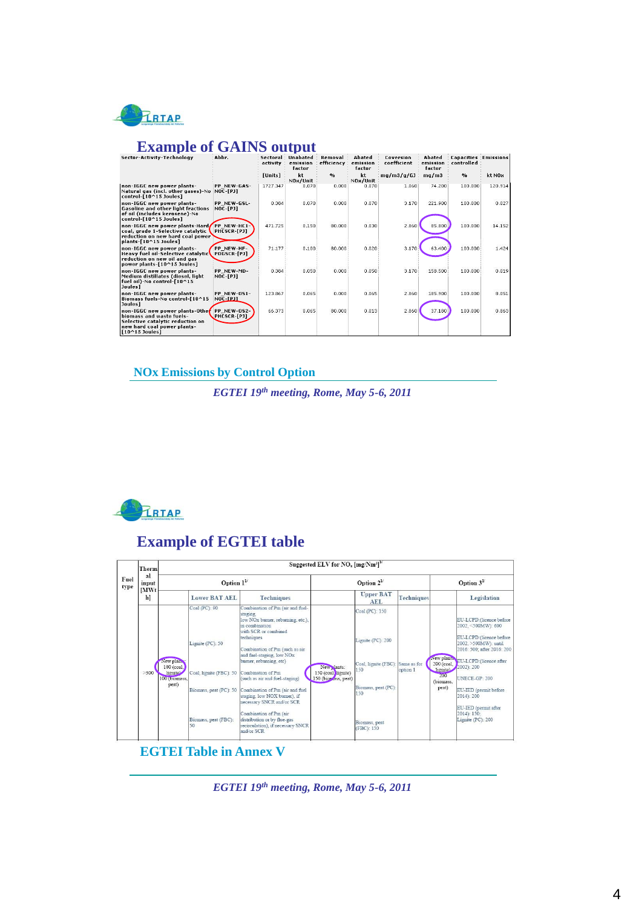# Example of GAINS output

| Sector-Activity-Technology | Abbr. | Sectoral activity | Unabated emission factor | Removal efficiency | Abated emission factor | Coversion coefficient | Abated emission factor | Capacities controlled | Emissions |
|---|---|---|---|---|---|---|---|---|---|
| | | [Units] | kt NOx/Unit | % | kt NOx/Unit | mg/m3/g/GJ | mg/m3 | % | kt NOx |
| non-IGCC new power plants-Natural gas (incl. other gases)-No control-[10^15 Joules] | PP_NEW-GAS-NOC-[PJ] | 1727.347 | 0.070 | 0.000 | 0.070 | 1.060 | 74.200 | 100.000 | 120.914 |
| non-IGCC new power plants-Gasoline and other light fractions of oil (includes kerosene)-No control-[10^15 Joules] | PP_NEW-GSL-NOC-[PJ] | 0.384 | 0.070 | 0.000 | 0.070 | 3.170 | 221.900 | 100.000 | 0.027 |
| non-IGCC new power plants-Hard coal, grade 1-Selective catalytic reduction on new hard coal power plants-[10^15 Joules] | PP_NEW-HC1-PHCSCR-[PJ] | 471.725 | 0.150 | 80.000 | 0.030 | 2.860 | 85.800 | 100.000 | 14.152 |
| non-IGCC new power plants-Heavy fuel oil-Selective catalytic reduction on new oil and gas power plants-[10^15 Joules] | PP_NEW-HF-POGSCR-[PJ] | 71.177 | 0.100 | 80.000 | 0.020 | 3.170 | 63.400 | 100.000 | 1.424 |
| non-IGCC new power plants-Medium distillates (diesel, light fuel oil)-No control-[10^15 Joules] | PP_NEW-MD-NOC-[PJ] | 0.384 | 0.050 | 0.000 | 0.050 | 3.170 | 158.500 | 100.000 | 0.019 |
| non-IGCC new power plants-Biomass fuels-No control-[10^15 Joules] | PP_NEW-OS1-NOC-[PJ] | 123.867 | 0.065 | 0.000 | 0.065 | 2.860 | 185.900 | 100.000 | 8.051 |
| non-IGCC new power plants-Other biomass and waste fuels-Selective catalytic reduction on new hard coal power plants-[10^15 Joules] | PP_NEW-OS2-PHCSCR-[PJ] | 66.373 | 0.065 | 80.000 | 0.013 | 2.860 | 37.180 | 100.000 | 0.863 |

NOx Emissions by Control Option

*EGTEI 19th meeting, Rome, May 5-6, 2011*

# Example of EGTEI table

| Fuel type | Thermal input [MWth] | Suggested ELV for $NO_x$ [mg/Nm³] | | | | | | | |
|---|---|---|---|---|---|---|---|---|---|
| | | Option 1 | | | Option 2 | | | Option 3 | |
| | | | Lower BAT AEL | Techniques | | Upper BAT AEL | Techniques | | Legislation |
| | >300 | New plants: 100 (coal, lignite) 100 (biomass, peat) | Coal (PC): 90<br>Lignite (PC): 50<br>Coal, lignite (FBC): 50<br>Biomass, peat (PC): 50<br>Biomass, peat (FBC): 50 | Combination of Pm (air and fuel-staging, low NOx burner, reburning, etc), in combination with SCR or combined techniques<br>Combination of Pm (such as air and fuel-staging, low NOx burner, reburning, etc)<br>Combination of Pm (such as air and fuel-staging)<br>Combination of Pm (air and fuel staging, low NOX burner), if necessary SNCR and/or SCR<br>Combination of Pm (air distribution or by flue-gas recirculation), if necessary SNCR and/or SCR | New plants: 150 (coal, lignite) 150 (biomass, peat) | Coal (PC): 150<br>Lignite (PC): 200<br>Coal, lignite (FBC): 150<br>Biomass, peat (PC): 150<br>Biomass, peat (FBC): 150 | Same as for option 1 | New plants: 200 (coal, lignite) 200 (biomass, peat) | EU-LCPD:(licence before 2002, <500MW): 600<br>EU-LCPD:(licence before 2002, >500MW): until 2016: 500; after 2016: 200<br>EU-LCPD:(licence after 2002): 200<br>UNECE-GP: 200<br>EU-IED (permit before 2014): 200<br>EU-IED (permit after 2014): 150; Lignite (PC): 200 |

EGTEI Table in Annex V

*EGTEI 19th meeting, Rome, May 5-6, 2011*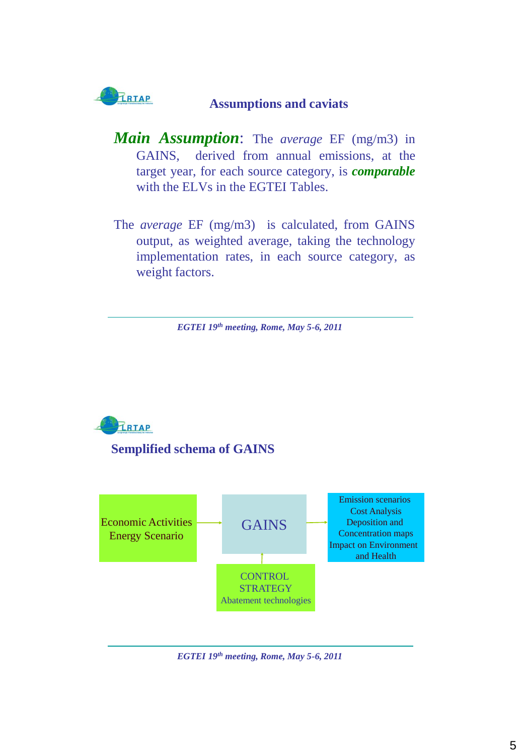## Assumptions and caviats

***Main Assumption***: The *average* EF (mg/m3) in GAINS, derived from annual emissions, at the target year, for each source category, is ***comparable*** with the ELVs in the EGTEI Tables.

The *average* EF (mg/m3) is calculated, from GAINS output, as weighted average, taking the technology implementation rates, in each source category, as weight factors.

*EGTEI 19th meeting, Rome, May 5-6, 2011*

## Semplified schema of GAINS

Economic Activities
Energy Scenario

→ GAINS →

Emission scenarios
Cost Analysis
Deposition and Concentration maps
Impact on Environment and Health

CONTROL STRATEGY
Abatement technologies → GAINS

*EGTEI 19th meeting, Rome, May 5-6, 2011*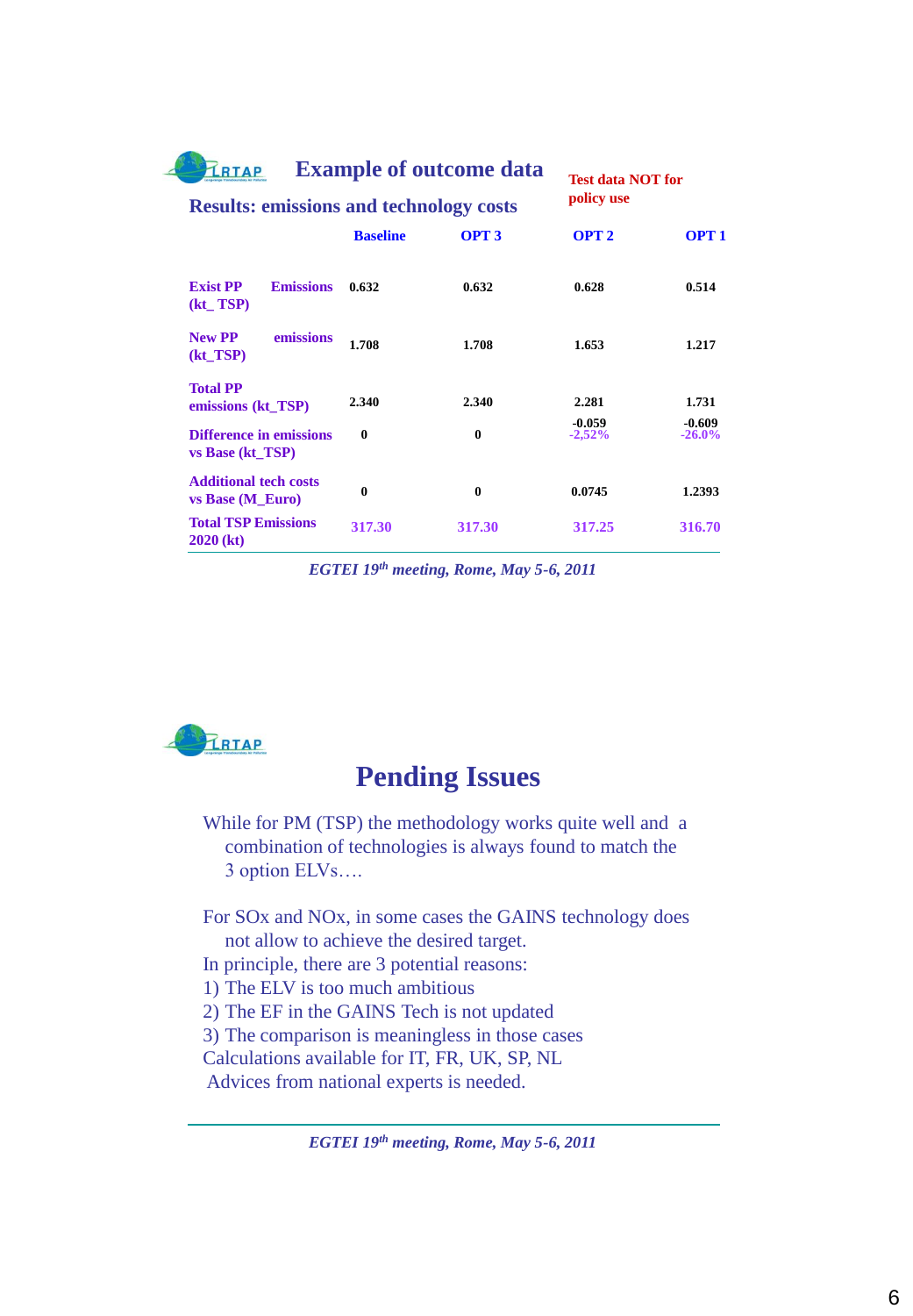## Example of outcome data

**Results: emissions and technology costs**

**Test data NOT for policy use**

| | **Baseline** | **OPT 3** | **OPT 2** | **OPT 1** |
|---|---|---|---|---|
| **Exist PP Emissions (kt_ TSP)** | 0.632 | 0.632 | 0.628 | 0.514 |
| **New PP emissions (kt_TSP)** | 1.708 | 1.708 | 1.653 | 1.217 |
| **Total PP emissions (kt_TSP)** | 2.340 | 2.340 | 2.281 | 1.731 |
| **Difference in emissions vs Base (kt_TSP)** | 0 | 0 | -0.059 -2,52% | -0.609 -26.0% |
| **Additional tech costs vs Base (M_Euro)** | 0 | 0 | 0.0745 | 1.2393 |
| **Total TSP Emissions 2020 (kt)** | 317.30 | 317.30 | 317.25 | 316.70 |

*EGTEI 19th meeting, Rome, May 5-6, 2011*

## Pending Issues

While for PM (TSP) the methodology works quite well and a combination of technologies is always found to match the 3 option ELVs….

For SOx and NOx, in some cases the GAINS technology does not allow to achieve the desired target.
In principle, there are 3 potential reasons:
1) The ELV is too much ambitious
2) The EF in the GAINS Tech is not updated
3) The comparison is meaningless in those cases
Calculations available for IT, FR, UK, SP, NL
Advices from national experts is needed.

*EGTEI 19th meeting, Rome, May 5-6, 2011*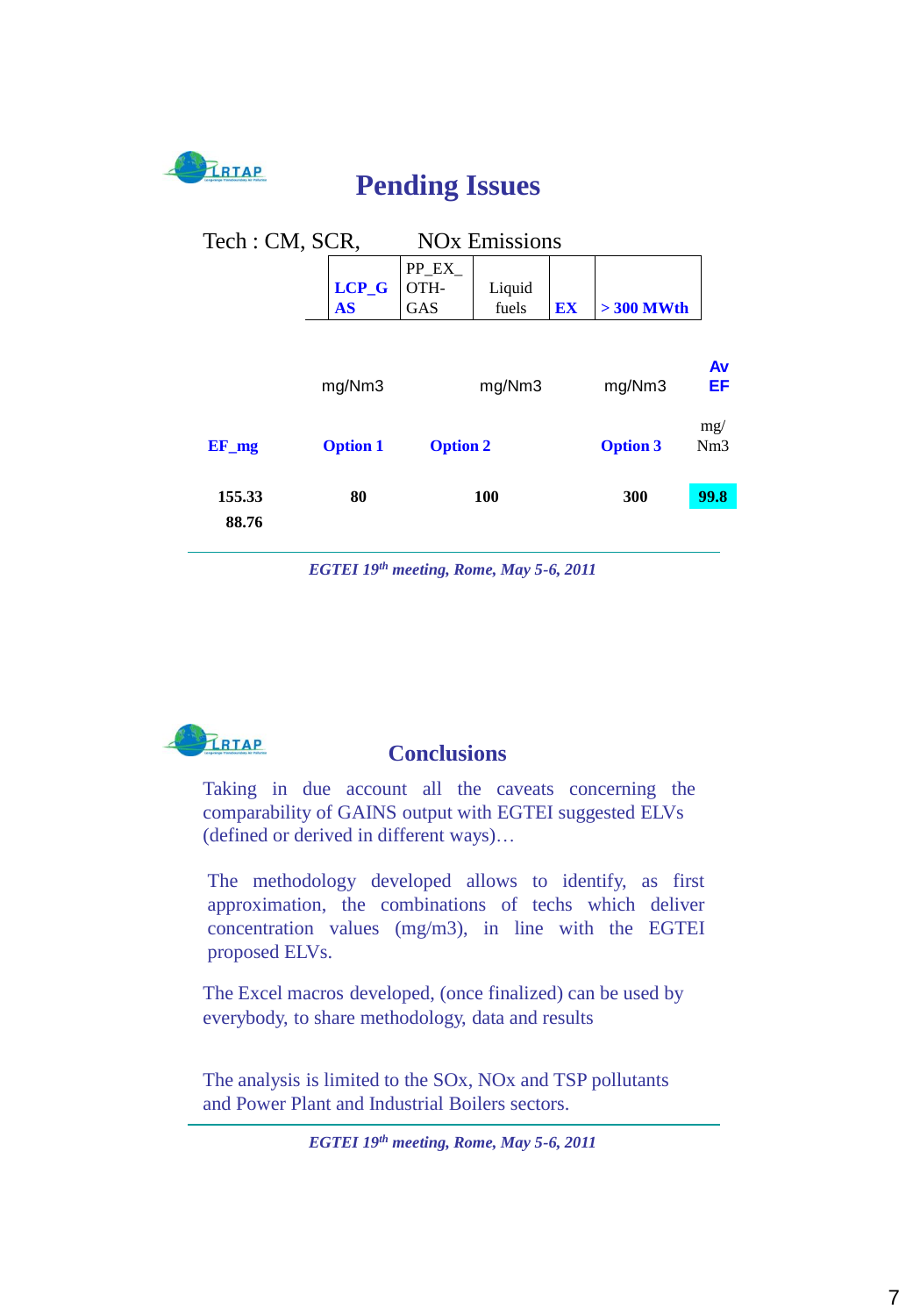## Pending Issues

Tech : CM, SCR, NOx Emissions

| | LCP_GAS | PP_EX_OTH-GAS | Liquid fuels | EX | > 300 MWth | |
|---|---|---|---|---|---|---|
| | mg/Nm3 | | mg/Nm3 | | mg/Nm3 | Av EF |
| EF_mg | Option 1 | Option 2 | | | Option 3 | mg/Nm3 |
| 155.33 | 80 | | 100 | | 300 | 99.8 |
| 88.76 | | | | | | |

*EGTEI 19th meeting, Rome, May 5-6, 2011*

## Conclusions

Taking in due account all the caveats concerning the comparability of GAINS output with EGTEI suggested ELVs (defined or derived in different ways)…

The methodology developed allows to identify, as first approximation, the combinations of techs which deliver concentration values (mg/m3), in line with the EGTEI proposed ELVs.

The Excel macros developed, (once finalized) can be used by everybody, to share methodology, data and results

The analysis is limited to the SOx, NOx and TSP pollutants and Power Plant and Industrial Boilers sectors.

*EGTEI 19th meeting, Rome, May 5-6, 2011*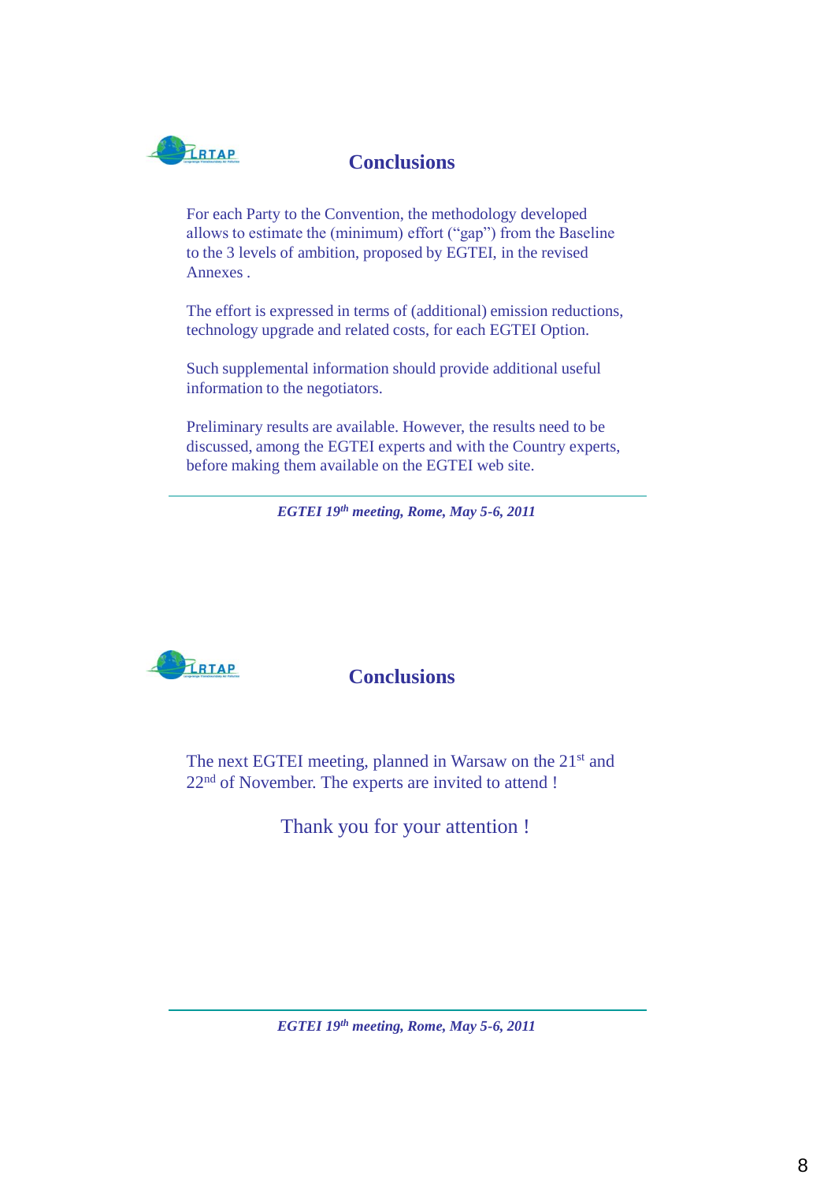## Conclusions

For each Party to the Convention, the methodology developed allows to estimate the (minimum) effort (“gap”) from the Baseline to the 3 levels of ambition, proposed by EGTEI, in the revised Annexes .

The effort is expressed in terms of (additional) emission reductions, technology upgrade and related costs, for each EGTEI Option.

Such supplemental information should provide additional useful information to the negotiators.

Preliminary results are available. However, the results need to be discussed, among the EGTEI experts and with the Country experts, before making them available on the EGTEI web site.

## Conclusions

The next EGTEI meeting, planned in Warsaw on the 21st and 22nd of November. The experts are invited to attend !

Thank you for your attention !